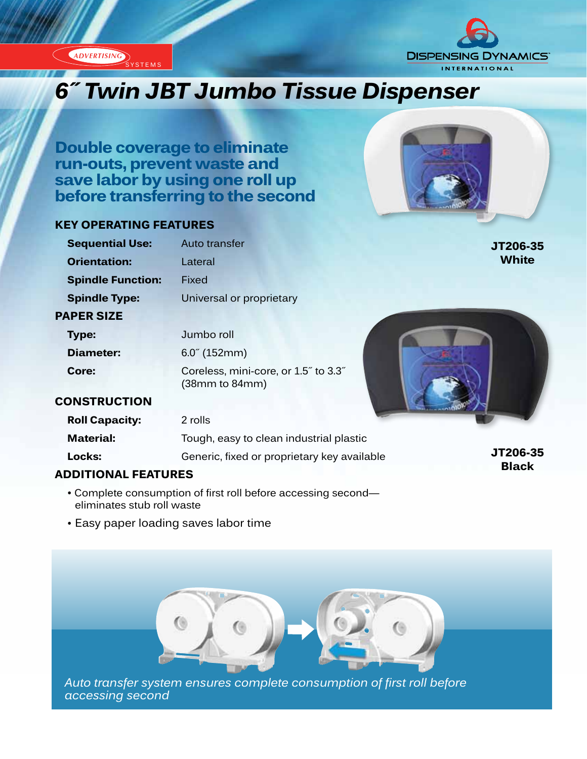ADVERTISING SYSTEMS

DISPENSING DYNAMICS INTERNATIONAL

# 6″ Twin JBT Jumbo Tissue Dispenser

## Double coverage to eliminate run-outs, prevent waste and save labor by using one roll up before transferring to the second

### KEY OPERATING FEATURES

| | |
|---|---|
| **Sequential Use:** | Auto transfer |
| **Orientation:** | Lateral |
| **Spindle Function:** | Fixed |
| **Spindle Type:** | Universal or proprietary |

### PAPER SIZE

| | |
|---|---|
| **Type:** | Jumbo roll |
| **Diameter:** | 6.0″ (152mm) |
| **Core:** | Coreless, mini-core, or 1.5″ to 3.3″ (38mm to 84mm) |

### CONSTRUCTION

| | |
|---|---|
| **Roll Capacity:** | 2 rolls |
| **Material:** | Tough, easy to clean industrial plastic |
| **Locks:** | Generic, fixed or proprietary key available |

### ADDITIONAL FEATURES

- Complete consumption of first roll before accessing second—eliminates stub roll waste
- Easy paper loading saves labor time

**JT206-35 White**

**JT206-35 Black**

*Auto transfer system ensures complete consumption of first roll before accessing second*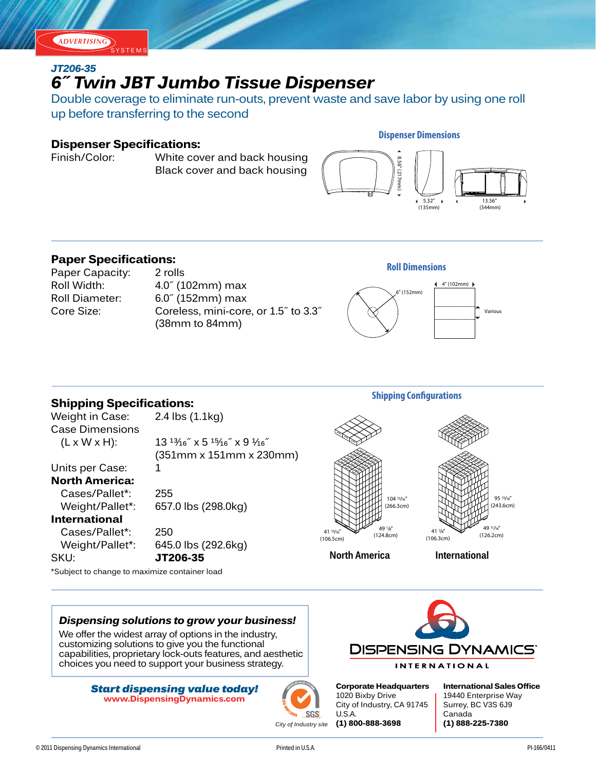ADVERTISING SYSTEMS

***JT206-35***

# *6˝ Twin JBT Jumbo Tissue Dispenser*

Double coverage to eliminate run-outs, prevent waste and save labor by using one roll up before transferring to the second

## Dispenser Specifications:

| | |
|---|---|
| Finish/Color: | White cover and back housing |
| | Black cover and back housing |

**Dispenser Dimensions**

8.56" (217mm)

5.32" (135mm)

13.56" (344mm)

## Paper Specifications:

| | |
|---|---|
| Paper Capacity: | 2 rolls |
| Roll Width: | 4.0˝ (102mm) max |
| Roll Diameter: | 6.0˝ (152mm) max |
| Core Size: | Coreless, mini-core, or 1.5˝ to 3.3˝ (38mm to 84mm) |

**Roll Dimensions**

6" (152mm)

4" (102mm)

Various

## Shipping Specifications:

| | |
|---|---|
| Weight in Case: | 2.4 lbs (1.1kg) |
| Case Dimensions (L x W x H): | 13 13⁄16˝ x 5 15⁄16˝ x 9 1⁄16˝ (351mm x 151mm x 230mm) |
| Units per Case: | 1 |
| **North America:** | |
| Cases/Pallet*: | 255 |
| Weight/Pallet*: | 657.0 lbs (298.0kg) |
| **International** | |
| Cases/Pallet*: | 250 |
| Weight/Pallet*: | 645.0 lbs (292.6kg) |
| SKU: | **JT206-35** |

*Subject to change to maximize container load

**Shipping Configurations**

104 13⁄16" (266.3cm)

41 15⁄16" (106.5cm)

49 1⁄8" (124.8cm)

**North America**

95 15⁄16" (243.6cm)

41 7⁄8" (106.3cm)

49 11⁄16" (126.2cm)

**International**

***Dispensing solutions to grow your business!***

We offer the widest array of options in the industry, customizing solutions to give you the functional capabilities, proprietary lock-outs features, and aesthetic choices you need to support your business strategy.

***Start dispensing value today!***
**www.DispensingDynamics.com**

ISO 9001:2008 SGS

*City of Industry site*

DISPENSING DYNAMICS INTERNATIONAL

**Corporate Headquarters**
1020 Bixby Drive
City of Industry, CA 91745
U.S.A.
**(1) 800-888-3698**

**International Sales Office**
19440 Enterprise Way
Surrey, BC V3S 6J9
Canada
**(1) 888-225-7380**

© 2011 Dispensing Dynamics International

Printed in U.S.A.

PI-166/0411